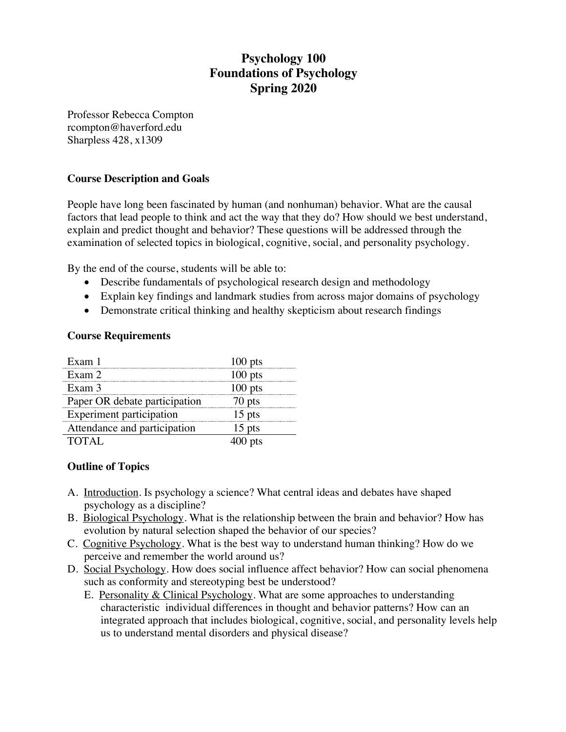# Psychology 100
# Foundations of Psychology
# Spring 2020

Professor Rebecca Compton
rcompton@haverford.edu
Sharpless 428, x1309

### Course Description and Goals

People have long been fascinated by human (and nonhuman) behavior. What are the causal factors that lead people to think and act the way that they do? How should we best understand, explain and predict thought and behavior? These questions will be addressed through the examination of selected topics in biological, cognitive, social, and personality psychology.

By the end of the course, students will be able to:

- Describe fundamentals of psychological research design and methodology
- Explain key findings and landmark studies from across major domains of psychology
- Demonstrate critical thinking and healthy skepticism about research findings

### Course Requirements

| | |
|---|---|
| Exam 1 | 100 pts |
| Exam 2 | 100 pts |
| Exam 3 | 100 pts |
| Paper OR debate participation | 70 pts |
| Experiment participation | 15 pts |
| Attendance and participation | 15 pts |
| TOTAL | 400 pts |

### Outline of Topics

A. Introduction. Is psychology a science? What central ideas and debates have shaped psychology as a discipline?

B. Biological Psychology. What is the relationship between the brain and behavior? How has evolution by natural selection shaped the behavior of our species?

C. Cognitive Psychology. What is the best way to understand human thinking? How do we perceive and remember the world around us?

D. Social Psychology. How does social influence affect behavior? How can social phenomena such as conformity and stereotyping best be understood?

E. Personality & Clinical Psychology. What are some approaches to understanding characteristic individual differences in thought and behavior patterns? How can an integrated approach that includes biological, cognitive, social, and personality levels help us to understand mental disorders and physical disease?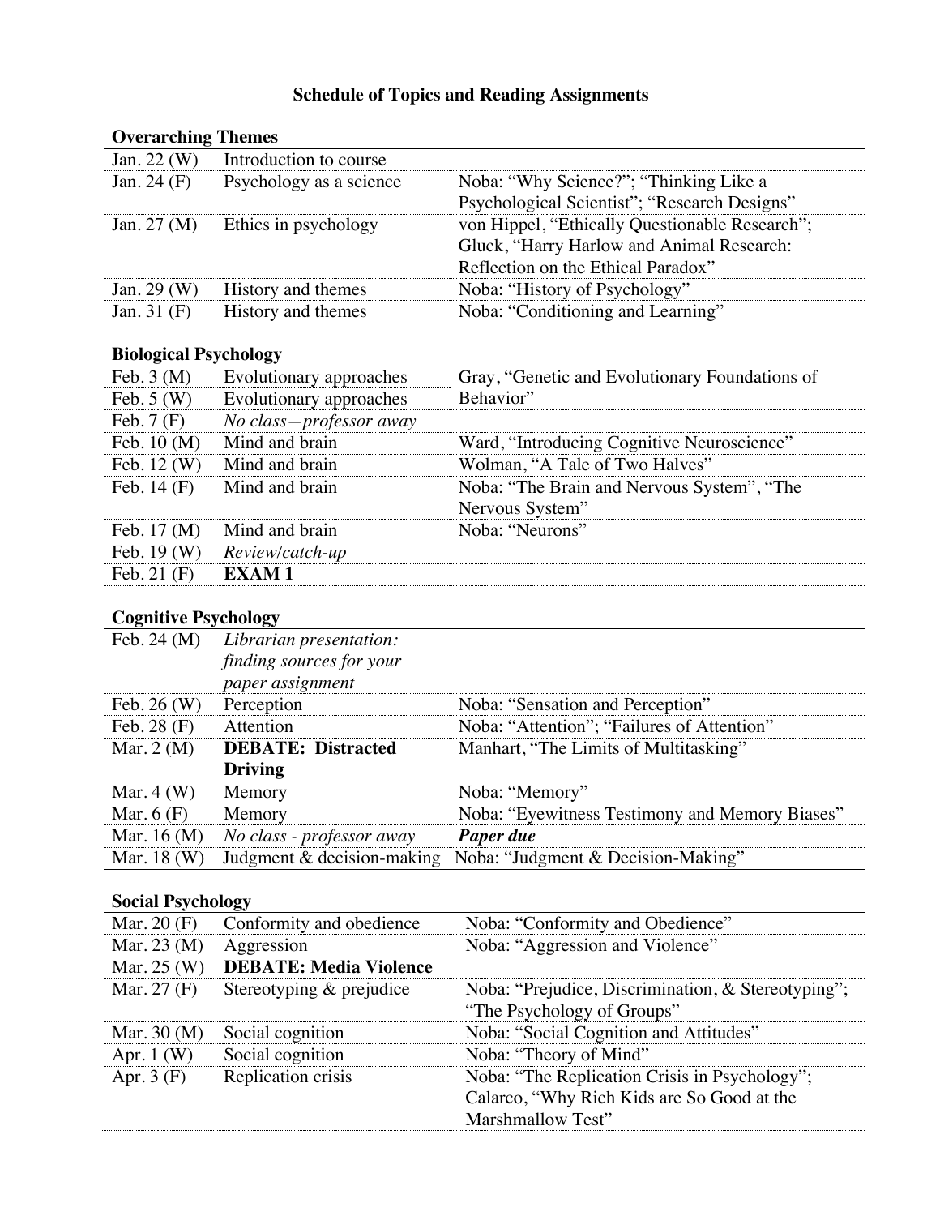# Schedule of Topics and Reading Assignments

## Overarching Themes

| | | |
|---|---|---|
| Jan. 22 (W) | Introduction to course | |
| Jan. 24 (F) | Psychology as a science | Noba: "Why Science?"; "Thinking Like a Psychological Scientist"; "Research Designs" |
| Jan. 27 (M) | Ethics in psychology | von Hippel, "Ethically Questionable Research"; Gluck, "Harry Harlow and Animal Research: Reflection on the Ethical Paradox" |
| Jan. 29 (W) | History and themes | Noba: "History of Psychology" |
| Jan. 31 (F) | History and themes | Noba: "Conditioning and Learning" |

## Biological Psychology

| | | |
|---|---|---|
| Feb. 3 (M) | Evolutionary approaches | Gray, "Genetic and Evolutionary Foundations of Behavior" |
| Feb. 5 (W) | Evolutionary approaches | |
| Feb. 7 (F) | *No class—professor away* | |
| Feb. 10 (M) | Mind and brain | Ward, "Introducing Cognitive Neuroscience" |
| Feb. 12 (W) | Mind and brain | Wolman, "A Tale of Two Halves" |
| Feb. 14 (F) | Mind and brain | Noba: "The Brain and Nervous System", "The Nervous System" |
| Feb. 17 (M) | Mind and brain | Noba: "Neurons" |
| Feb. 19 (W) | *Review/catch-up* | |
| Feb. 21 (F) | **EXAM 1** | |

## Cognitive Psychology

| | | |
|---|---|---|
| Feb. 24 (M) | *Librarian presentation: finding sources for your paper assignment* | |
| Feb. 26 (W) | Perception | Noba: "Sensation and Perception" |
| Feb. 28 (F) | Attention | Noba: "Attention"; "Failures of Attention" |
| Mar. 2 (M) | **DEBATE: Distracted Driving** | Manhart, "The Limits of Multitasking" |
| Mar. 4 (W) | Memory | Noba: "Memory" |
| Mar. 6 (F) | Memory | Noba: "Eyewitness Testimony and Memory Biases" |
| Mar. 16 (M) | *No class - professor away* | ***Paper due*** |
| Mar. 18 (W) | Judgment & decision-making | Noba: "Judgment & Decision-Making" |

## Social Psychology

| | | |
|---|---|---|
| Mar. 20 (F) | Conformity and obedience | Noba: "Conformity and Obedience" |
| Mar. 23 (M) | Aggression | Noba: "Aggression and Violence" |
| Mar. 25 (W) | **DEBATE: Media Violence** | |
| Mar. 27 (F) | Stereotyping & prejudice | Noba: "Prejudice, Discrimination, & Stereotyping"; "The Psychology of Groups" |
| Mar. 30 (M) | Social cognition | Noba: "Social Cognition and Attitudes" |
| Apr. 1 (W) | Social cognition | Noba: "Theory of Mind" |
| Apr. 3 (F) | Replication crisis | Noba: "The Replication Crisis in Psychology"; Calarco, "Why Rich Kids are So Good at the Marshmallow Test" |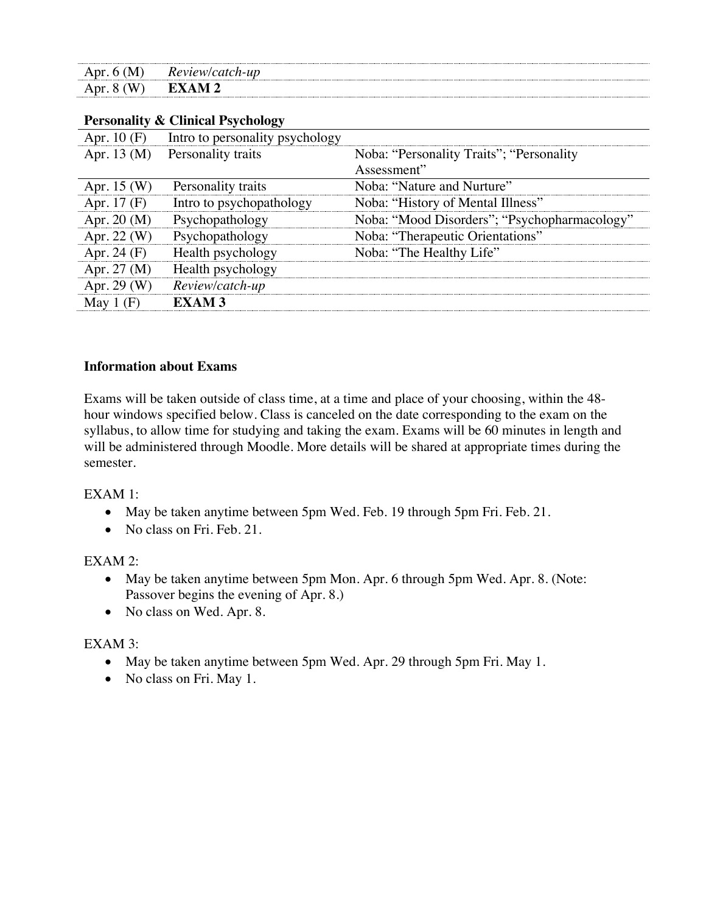| | | |
|---|---|---|
| Apr. 6 (M) | *Review/catch-up* | |
| Apr. 8 (W) | **EXAM 2** | |

**Personality & Clinical Psychology**

| | | |
|---|---|---|
| Apr. 10 (F) | Intro to personality psychology | |
| Apr. 13 (M) | Personality traits | Noba: "Personality Traits"; "Personality Assessment" |
| Apr. 15 (W) | Personality traits | Noba: "Nature and Nurture" |
| Apr. 17 (F) | Intro to psychopathology | Noba: "History of Mental Illness" |
| Apr. 20 (M) | Psychopathology | Noba: "Mood Disorders"; "Psychopharmacology" |
| Apr. 22 (W) | Psychopathology | Noba: "Therapeutic Orientations" |
| Apr. 24 (F) | Health psychology | Noba: "The Healthy Life" |
| Apr. 27 (M) | Health psychology | |
| Apr. 29 (W) | *Review/catch-up* | |
| May 1 (F) | **EXAM 3** | |

**Information about Exams**

Exams will be taken outside of class time, at a time and place of your choosing, within the 48-hour windows specified below. Class is canceled on the date corresponding to the exam on the syllabus, to allow time for studying and taking the exam. Exams will be 60 minutes in length and will be administered through Moodle. More details will be shared at appropriate times during the semester.

EXAM 1:

- May be taken anytime between 5pm Wed. Feb. 19 through 5pm Fri. Feb. 21.
- No class on Fri. Feb. 21.

EXAM 2:

- May be taken anytime between 5pm Mon. Apr. 6 through 5pm Wed. Apr. 8. (Note: Passover begins the evening of Apr. 8.)
- No class on Wed. Apr. 8.

EXAM 3:

- May be taken anytime between 5pm Wed. Apr. 29 through 5pm Fri. May 1.
- No class on Fri. May 1.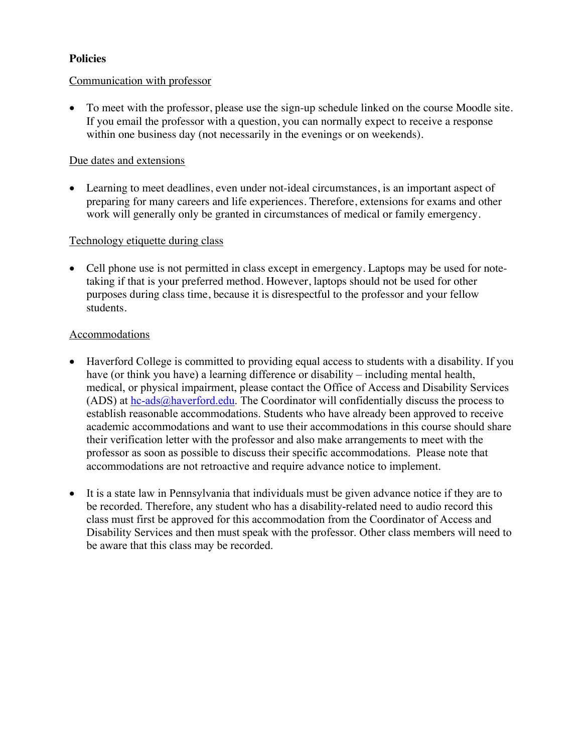**Policies**

Communication with professor

- To meet with the professor, please use the sign-up schedule linked on the course Moodle site. If you email the professor with a question, you can normally expect to receive a response within one business day (not necessarily in the evenings or on weekends).

Due dates and extensions

- Learning to meet deadlines, even under not-ideal circumstances, is an important aspect of preparing for many careers and life experiences. Therefore, extensions for exams and other work will generally only be granted in circumstances of medical or family emergency.

Technology etiquette during class

- Cell phone use is not permitted in class except in emergency. Laptops may be used for note-taking if that is your preferred method. However, laptops should not be used for other purposes during class time, because it is disrespectful to the professor and your fellow students.

Accommodations

- Haverford College is committed to providing equal access to students with a disability. If you have (or think you have) a learning difference or disability – including mental health, medical, or physical impairment, please contact the Office of Access and Disability Services (ADS) at [hc-ads@haverford.edu](mailto:hc-ads@haverford.edu). The Coordinator will confidentially discuss the process to establish reasonable accommodations. Students who have already been approved to receive academic accommodations and want to use their accommodations in this course should share their verification letter with the professor and also make arrangements to meet with the professor as soon as possible to discuss their specific accommodations. Please note that accommodations are not retroactive and require advance notice to implement.

- It is a state law in Pennsylvania that individuals must be given advance notice if they are to be recorded. Therefore, any student who has a disability-related need to audio record this class must first be approved for this accommodation from the Coordinator of Access and Disability Services and then must speak with the professor. Other class members will need to be aware that this class may be recorded.